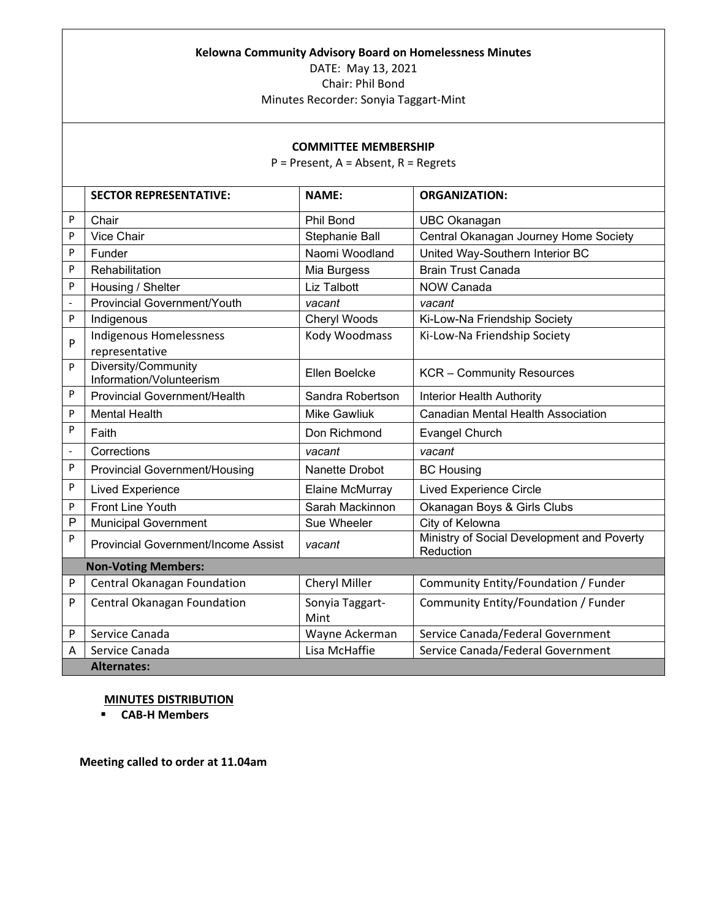**Kelowna Community Advisory Board on Homelessness Minutes**

DATE: May 13, 2021

Chair: Phil Bond

Minutes Recorder: Sonyia Taggart-Mint

**COMMITTEE MEMBERSHIP**

P = Present, A = Absent, R = Regrets

| | SECTOR REPRESENTATIVE: | NAME: | ORGANIZATION: |
|---|---|---|---|
| P | Chair | Phil Bond | UBC Okanagan |
| P | Vice Chair | Stephanie Ball | Central Okanagan Journey Home Society |
| P | Funder | Naomi Woodland | United Way-Southern Interior BC |
| P | Rehabilitation | Mia Burgess | Brain Trust Canada |
| P | Housing / Shelter | Liz Talbott | NOW Canada |
| - | Provincial Government/Youth | *vacant* | *vacant* |
| P | Indigenous | Cheryl Woods | Ki-Low-Na Friendship Society |
| P | Indigenous Homelessness representative | Kody Woodmass | Ki-Low-Na Friendship Society |
| P | Diversity/Community Information/Volunteerism | Ellen Boelcke | KCR – Community Resources |
| P | Provincial Government/Health | Sandra Robertson | Interior Health Authority |
| P | Mental Health | Mike Gawliuk | Canadian Mental Health Association |
| P | Faith | Don Richmond | Evangel Church |
| - | Corrections | *vacant* | *vacant* |
| P | Provincial Government/Housing | Nanette Drobot | BC Housing |
| P | Lived Experience | Elaine McMurray | Lived Experience Circle |
| P | Front Line Youth | Sarah Mackinnon | Okanagan Boys & Girls Clubs |
| P | Municipal Government | Sue Wheeler | City of Kelowna |
| P | Provincial Government/Income Assist | *vacant* | Ministry of Social Development and Poverty Reduction |
| | **Non-Voting Members:** | | |
| P | Central Okanagan Foundation | Cheryl Miller | Community Entity/Foundation / Funder |
| P | Central Okanagan Foundation | Sonyia Taggart-Mint | Community Entity/Foundation / Funder |
| P | Service Canada | Wayne Ackerman | Service Canada/Federal Government |
| A | Service Canada | Lisa McHaffie | Service Canada/Federal Government |
| | **Alternates:** | | |

**MINUTES DISTRIBUTION**

- **CAB-H Members**

**Meeting called to order at 11.04am**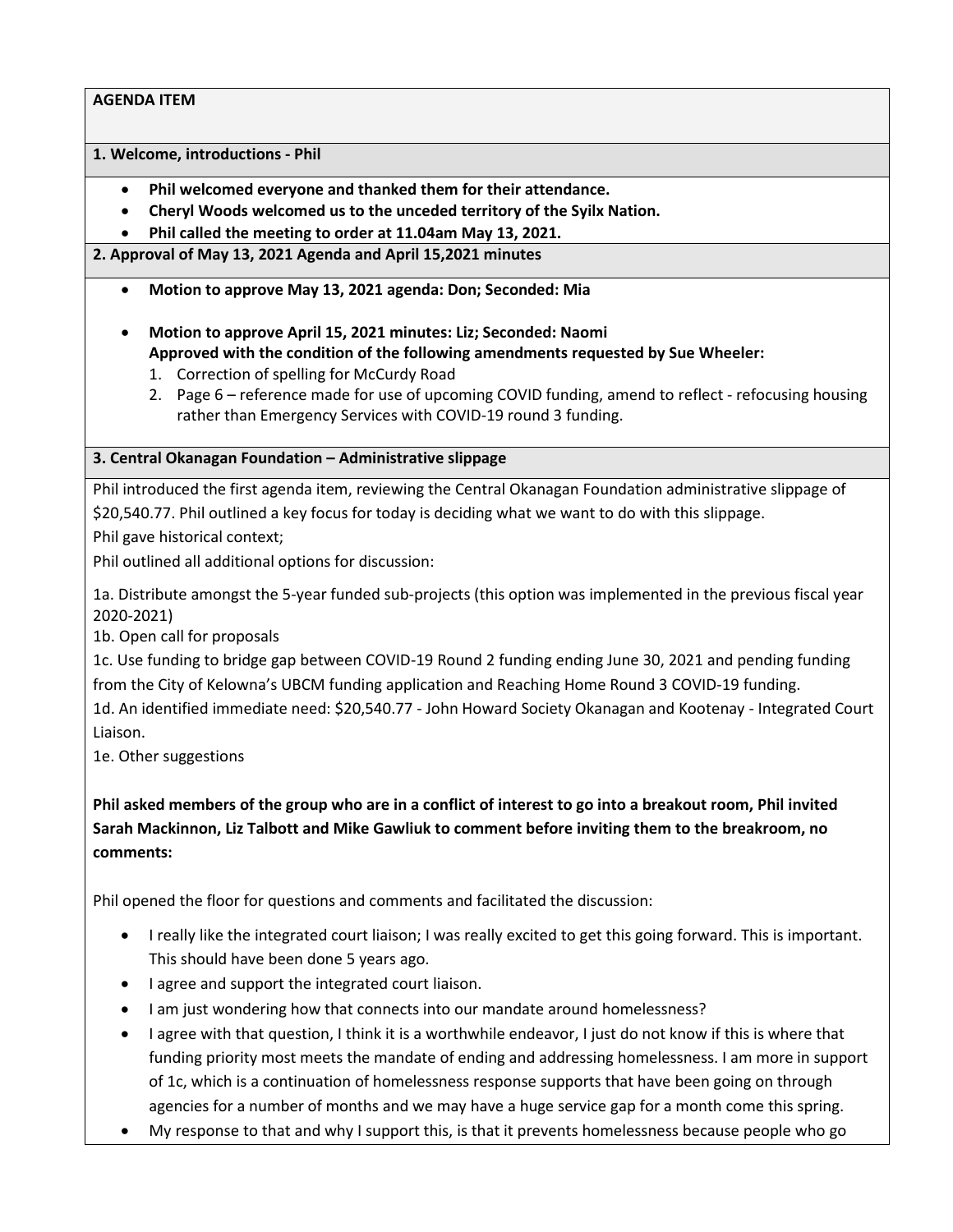**AGENDA ITEM**

**1. Welcome, introductions - Phil**

- **Phil welcomed everyone and thanked them for their attendance.**
- **Cheryl Woods welcomed us to the unceded territory of the Syilx Nation.**
- **Phil called the meeting to order at 11.04am May 13, 2021.**

**2. Approval of May 13, 2021 Agenda and April 15,2021 minutes**

- **Motion to approve May 13, 2021 agenda: Don; Seconded: Mia**
- **Motion to approve April 15, 2021 minutes: Liz; Seconded: Naomi**
  **Approved with the condition of the following amendments requested by Sue Wheeler:**
  1. Correction of spelling for McCurdy Road
  2. Page 6 – reference made for use of upcoming COVID funding, amend to reflect - refocusing housing rather than Emergency Services with COVID-19 round 3 funding.

**3. Central Okanagan Foundation – Administrative slippage**

Phil introduced the first agenda item, reviewing the Central Okanagan Foundation administrative slippage of \$20,540.77. Phil outlined a key focus for today is deciding what we want to do with this slippage.

Phil gave historical context;

Phil outlined all additional options for discussion:

1a. Distribute amongst the 5-year funded sub-projects (this option was implemented in the previous fiscal year 2020-2021)

1b. Open call for proposals

1c. Use funding to bridge gap between COVID-19 Round 2 funding ending June 30, 2021 and pending funding from the City of Kelowna's UBCM funding application and Reaching Home Round 3 COVID-19 funding.

1d. An identified immediate need: \$20,540.77 - John Howard Society Okanagan and Kootenay - Integrated Court Liaison.

1e. Other suggestions

**Phil asked members of the group who are in a conflict of interest to go into a breakout room, Phil invited Sarah Mackinnon, Liz Talbott and Mike Gawliuk to comment before inviting them to the breakroom, no comments:**

Phil opened the floor for questions and comments and facilitated the discussion:

- I really like the integrated court liaison; I was really excited to get this going forward. This is important. This should have been done 5 years ago.
- I agree and support the integrated court liaison.
- I am just wondering how that connects into our mandate around homelessness?
- I agree with that question, I think it is a worthwhile endeavor, I just do not know if this is where that funding priority most meets the mandate of ending and addressing homelessness. I am more in support of 1c, which is a continuation of homelessness response supports that have been going on through agencies for a number of months and we may have a huge service gap for a month come this spring.
- My response to that and why I support this, is that it prevents homelessness because people who go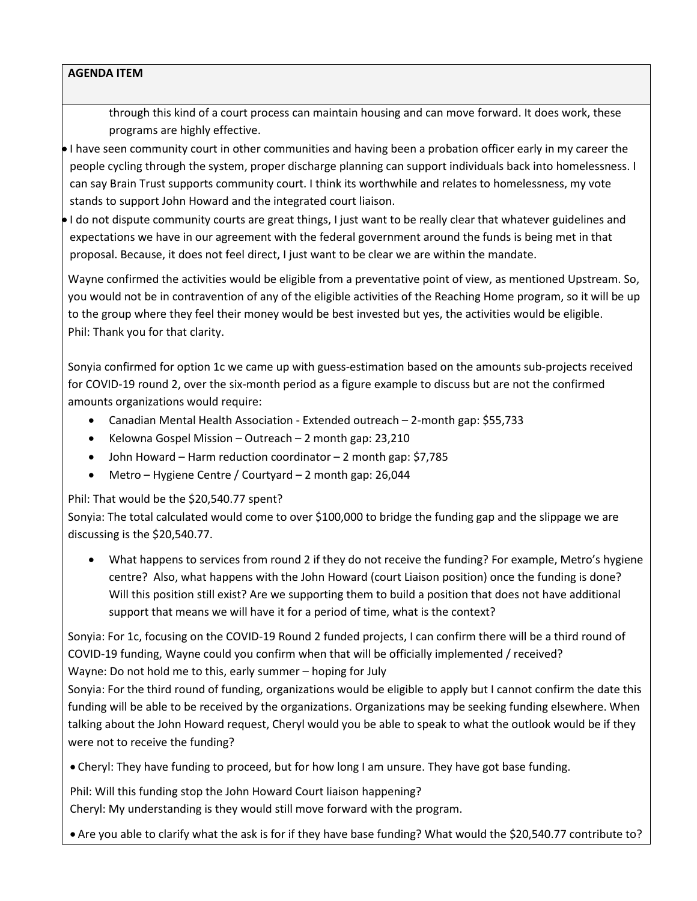**AGENDA ITEM**

through this kind of a court process can maintain housing and can move forward. It does work, these programs are highly effective.

- I have seen community court in other communities and having been a probation officer early in my career the people cycling through the system, proper discharge planning can support individuals back into homelessness. I can say Brain Trust supports community court. I think its worthwhile and relates to homelessness, my vote stands to support John Howard and the integrated court liaison.
- I do not dispute community courts are great things, I just want to be really clear that whatever guidelines and expectations we have in our agreement with the federal government around the funds is being met in that proposal. Because, it does not feel direct, I just want to be clear we are within the mandate.

Wayne confirmed the activities would be eligible from a preventative point of view, as mentioned Upstream. So, you would not be in contravention of any of the eligible activities of the Reaching Home program, so it will be up to the group where they feel their money would be best invested but yes, the activities would be eligible.
Phil: Thank you for that clarity.

Sonyia confirmed for option 1c we came up with guess-estimation based on the amounts sub-projects received for COVID-19 round 2, over the six-month period as a figure example to discuss but are not the confirmed amounts organizations would require:

- Canadian Mental Health Association - Extended outreach – 2-month gap: $55,733
- Kelowna Gospel Mission – Outreach – 2 month gap: 23,210
- John Howard – Harm reduction coordinator – 2 month gap: $7,785
- Metro – Hygiene Centre / Courtyard – 2 month gap: 26,044

Phil: That would be the $20,540.77 spent?
Sonyia: The total calculated would come to over $100,000 to bridge the funding gap and the slippage we are discussing is the $20,540.77.

- What happens to services from round 2 if they do not receive the funding? For example, Metro's hygiene centre? Also, what happens with the John Howard (court Liaison position) once the funding is done? Will this position still exist? Are we supporting them to build a position that does not have additional support that means we will have it for a period of time, what is the context?

Sonyia: For 1c, focusing on the COVID-19 Round 2 funded projects, I can confirm there will be a third round of COVID-19 funding, Wayne could you confirm when that will be officially implemented / received?
Wayne: Do not hold me to this, early summer – hoping for July
Sonyia: For the third round of funding, organizations would be eligible to apply but I cannot confirm the date this funding will be able to be received by the organizations. Organizations may be seeking funding elsewhere. When talking about the John Howard request, Cheryl would you be able to speak to what the outlook would be if they were not to receive the funding?

- Cheryl: They have funding to proceed, but for how long I am unsure. They have got base funding.

Phil: Will this funding stop the John Howard Court liaison happening?
Cheryl: My understanding is they would still move forward with the program.

- Are you able to clarify what the ask is for if they have base funding? What would the $20,540.77 contribute to?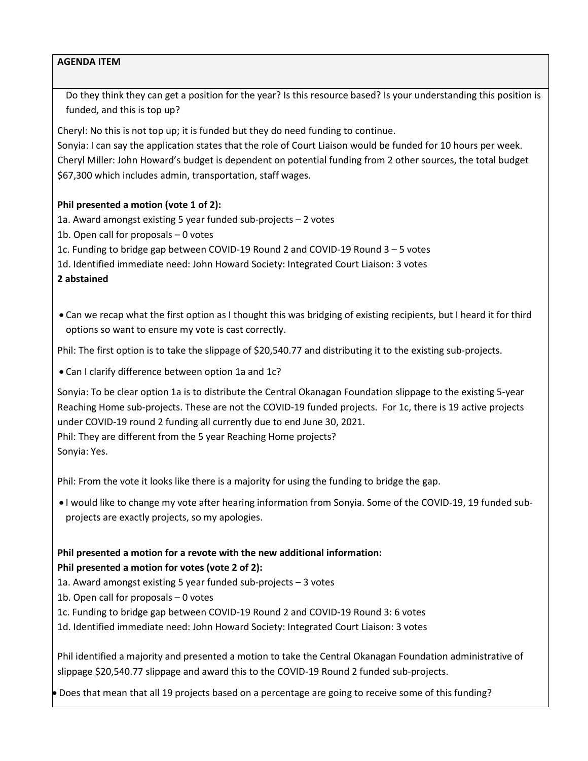**AGENDA ITEM**

Do they think they can get a position for the year? Is this resource based? Is your understanding this position is funded, and this is top up?

Cheryl: No this is not top up; it is funded but they do need funding to continue.
Sonyia: I can say the application states that the role of Court Liaison would be funded for 10 hours per week.
Cheryl Miller: John Howard's budget is dependent on potential funding from 2 other sources, the total budget \$67,300 which includes admin, transportation, staff wages.

**Phil presented a motion (vote 1 of 2):**
1a. Award amongst existing 5 year funded sub-projects – 2 votes
1b. Open call for proposals – 0 votes
1c. Funding to bridge gap between COVID-19 Round 2 and COVID-19 Round 3 – 5 votes
1d. Identified immediate need: John Howard Society: Integrated Court Liaison: 3 votes
**2 abstained**

- Can we recap what the first option as I thought this was bridging of existing recipients, but I heard it for third options so want to ensure my vote is cast correctly.

Phil: The first option is to take the slippage of \$20,540.77 and distributing it to the existing sub-projects.

- Can I clarify difference between option 1a and 1c?

Sonyia: To be clear option 1a is to distribute the Central Okanagan Foundation slippage to the existing 5-year Reaching Home sub-projects. These are not the COVID-19 funded projects. For 1c, there is 19 active projects under COVID-19 round 2 funding all currently due to end June 30, 2021.
Phil: They are different from the 5 year Reaching Home projects?
Sonyia: Yes.

Phil: From the vote it looks like there is a majority for using the funding to bridge the gap.

- I would like to change my vote after hearing information from Sonyia. Some of the COVID-19, 19 funded sub-projects are exactly projects, so my apologies.

**Phil presented a motion for a revote with the new additional information:**
**Phil presented a motion for votes (vote 2 of 2):**
1a. Award amongst existing 5 year funded sub-projects – 3 votes
1b. Open call for proposals – 0 votes
1c. Funding to bridge gap between COVID-19 Round 2 and COVID-19 Round 3: 6 votes
1d. Identified immediate need: John Howard Society: Integrated Court Liaison: 3 votes

Phil identified a majority and presented a motion to take the Central Okanagan Foundation administrative of slippage \$20,540.77 slippage and award this to the COVID-19 Round 2 funded sub-projects.

- Does that mean that all 19 projects based on a percentage are going to receive some of this funding?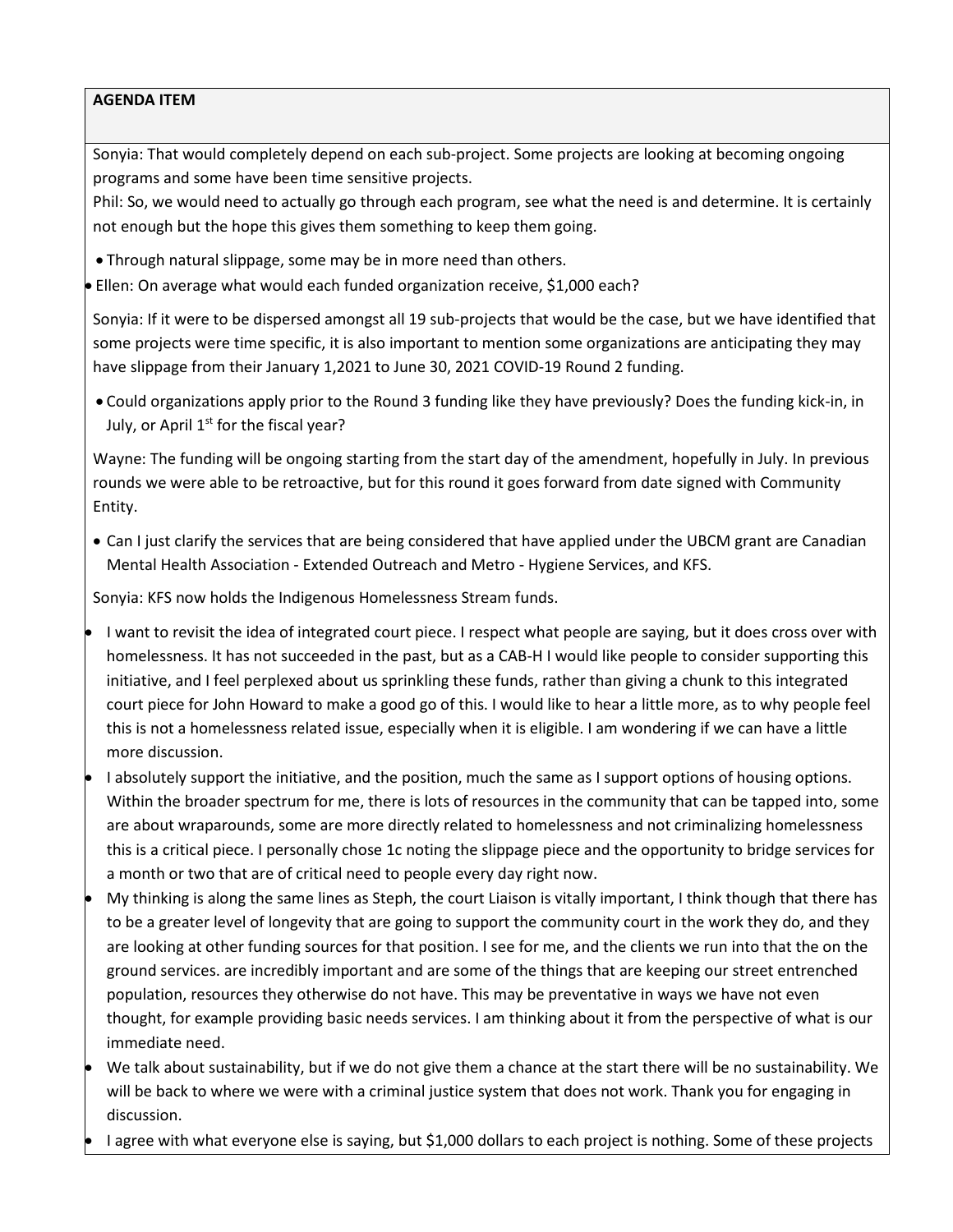**AGENDA ITEM**

Sonyia: That would completely depend on each sub-project. Some projects are looking at becoming ongoing programs and some have been time sensitive projects.
Phil: So, we would need to actually go through each program, see what the need is and determine. It is certainly not enough but the hope this gives them something to keep them going.

- Through natural slippage, some may be in more need than others.
- Ellen: On average what would each funded organization receive, $1,000 each?

Sonyia: If it were to be dispersed amongst all 19 sub-projects that would be the case, but we have identified that some projects were time specific, it is also important to mention some organizations are anticipating they may have slippage from their January 1,2021 to June 30, 2021 COVID-19 Round 2 funding.

- Could organizations apply prior to the Round 3 funding like they have previously? Does the funding kick-in, in July, or April 1st for the fiscal year?

Wayne: The funding will be ongoing starting from the start day of the amendment, hopefully in July. In previous rounds we were able to be retroactive, but for this round it goes forward from date signed with Community Entity.

- Can I just clarify the services that are being considered that have applied under the UBCM grant are Canadian Mental Health Association - Extended Outreach and Metro - Hygiene Services, and KFS.

Sonyia: KFS now holds the Indigenous Homelessness Stream funds.

- I want to revisit the idea of integrated court piece. I respect what people are saying, but it does cross over with homelessness. It has not succeeded in the past, but as a CAB-H I would like people to consider supporting this initiative, and I feel perplexed about us sprinkling these funds, rather than giving a chunk to this integrated court piece for John Howard to make a good go of this. I would like to hear a little more, as to why people feel this is not a homelessness related issue, especially when it is eligible. I am wondering if we can have a little more discussion.
- I absolutely support the initiative, and the position, much the same as I support options of housing options. Within the broader spectrum for me, there is lots of resources in the community that can be tapped into, some are about wraparounds, some are more directly related to homelessness and not criminalizing homelessness this is a critical piece. I personally chose 1c noting the slippage piece and the opportunity to bridge services for a month or two that are of critical need to people every day right now.
- My thinking is along the same lines as Steph, the court Liaison is vitally important, I think though that there has to be a greater level of longevity that are going to support the community court in the work they do, and they are looking at other funding sources for that position. I see for me, and the clients we run into that the on the ground services. are incredibly important and are some of the things that are keeping our street entrenched population, resources they otherwise do not have. This may be preventative in ways we have not even thought, for example providing basic needs services. I am thinking about it from the perspective of what is our immediate need.
- We talk about sustainability, but if we do not give them a chance at the start there will be no sustainability. We will be back to where we were with a criminal justice system that does not work. Thank you for engaging in discussion.
- I agree with what everyone else is saying, but $1,000 dollars to each project is nothing. Some of these projects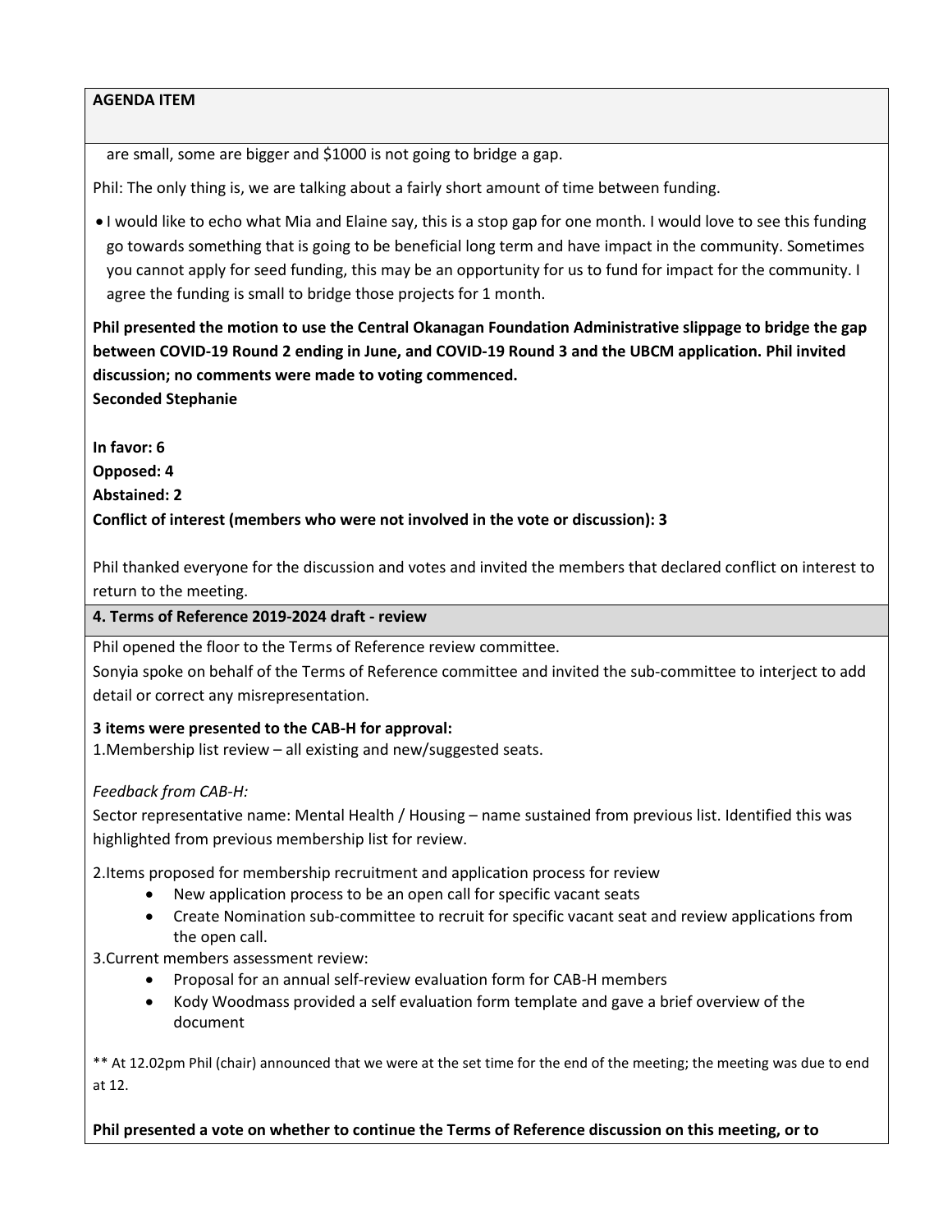**AGENDA ITEM**

are small, some are bigger and $1000 is not going to bridge a gap.

Phil: The only thing is, we are talking about a fairly short amount of time between funding.

- I would like to echo what Mia and Elaine say, this is a stop gap for one month. I would love to see this funding go towards something that is going to be beneficial long term and have impact in the community. Sometimes you cannot apply for seed funding, this may be an opportunity for us to fund for impact for the community. I agree the funding is small to bridge those projects for 1 month.

**Phil presented the motion to use the Central Okanagan Foundation Administrative slippage to bridge the gap between COVID-19 Round 2 ending in June, and COVID-19 Round 3 and the UBCM application. Phil invited discussion; no comments were made to voting commenced.**
**Seconded Stephanie**

**In favor: 6**
**Opposed: 4**
**Abstained: 2**
**Conflict of interest (members who were not involved in the vote or discussion): 3**

Phil thanked everyone for the discussion and votes and invited the members that declared conflict on interest to return to the meeting.

**4. Terms of Reference 2019-2024 draft - review**

Phil opened the floor to the Terms of Reference review committee.
Sonyia spoke on behalf of the Terms of Reference committee and invited the sub-committee to interject to add detail or correct any misrepresentation.

**3 items were presented to the CAB-H for approval:**
1.Membership list review – all existing and new/suggested seats.

*Feedback from CAB-H:*
Sector representative name: Mental Health / Housing – name sustained from previous list. Identified this was highlighted from previous membership list for review.

2.Items proposed for membership recruitment and application process for review
- New application process to be an open call for specific vacant seats
- Create Nomination sub-committee to recruit for specific vacant seat and review applications from the open call.

3.Current members assessment review:
- Proposal for an annual self-review evaluation form for CAB-H members
- Kody Woodmass provided a self evaluation form template and gave a brief overview of the document

** At 12.02pm Phil (chair) announced that we were at the set time for the end of the meeting; the meeting was due to end at 12.

**Phil presented a vote on whether to continue the Terms of Reference discussion on this meeting, or to**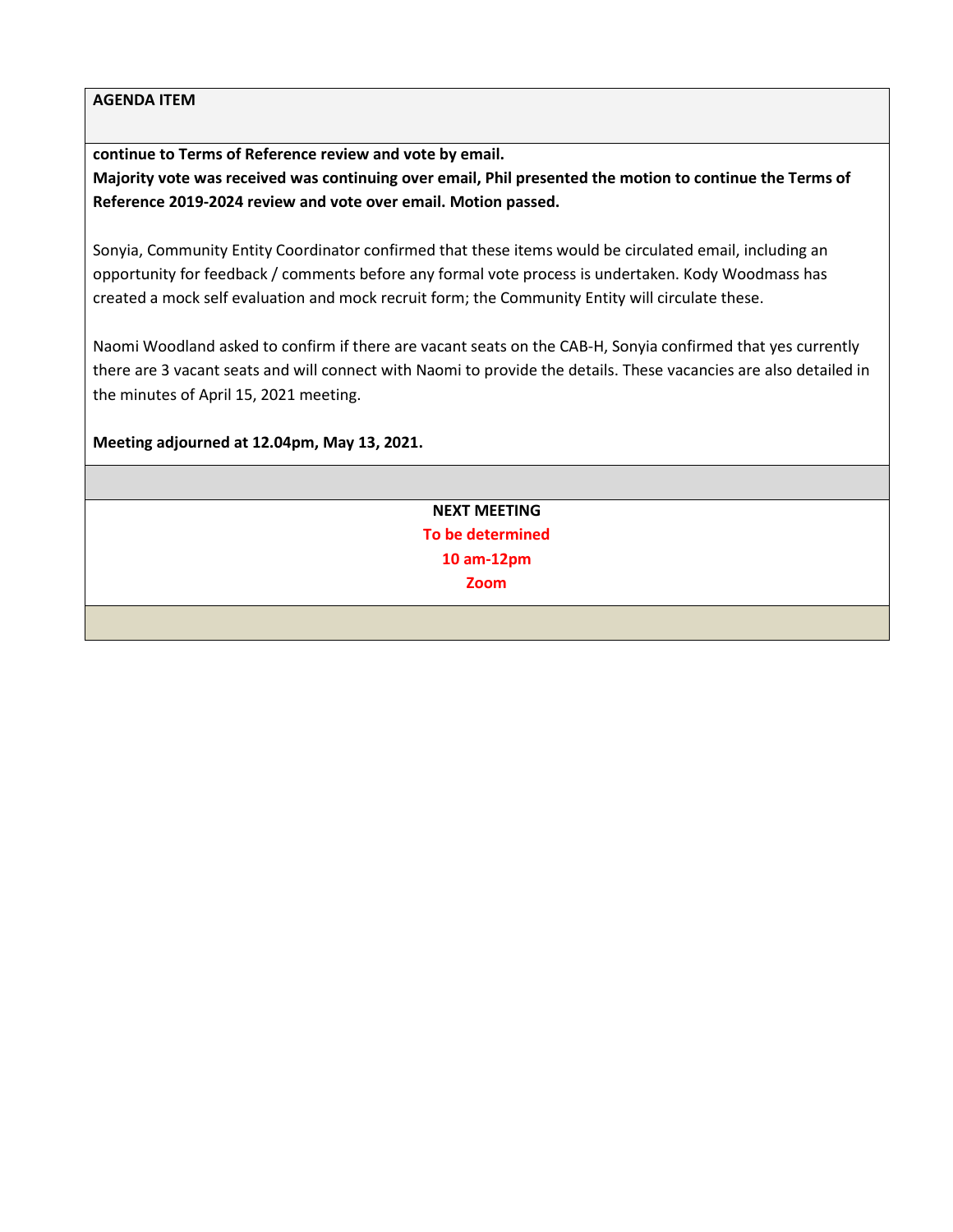| **AGENDA ITEM** |
|---|
| **continue to Terms of Reference review and vote by email.**<br>**Majority vote was received was continuing over email, Phil presented the motion to continue the Terms of Reference 2019-2024 review and vote over email. Motion passed.**<br><br>Sonyia, Community Entity Coordinator confirmed that these items would be circulated email, including an opportunity for feedback / comments before any formal vote process is undertaken. Kody Woodmass has created a mock self evaluation and mock recruit form; the Community Entity will circulate these.<br><br>Naomi Woodland asked to confirm if there are vacant seats on the CAB-H, Sonyia confirmed that yes currently there are 3 vacant seats and will connect with Naomi to provide the details. These vacancies are also detailed in the minutes of April 15, 2021 meeting.<br><br>**Meeting adjourned at 12.04pm, May 13, 2021.** |
| |
| **NEXT MEETING**<br>**To be determined**<br>**10 am-12pm**<br>**Zoom** |
| |